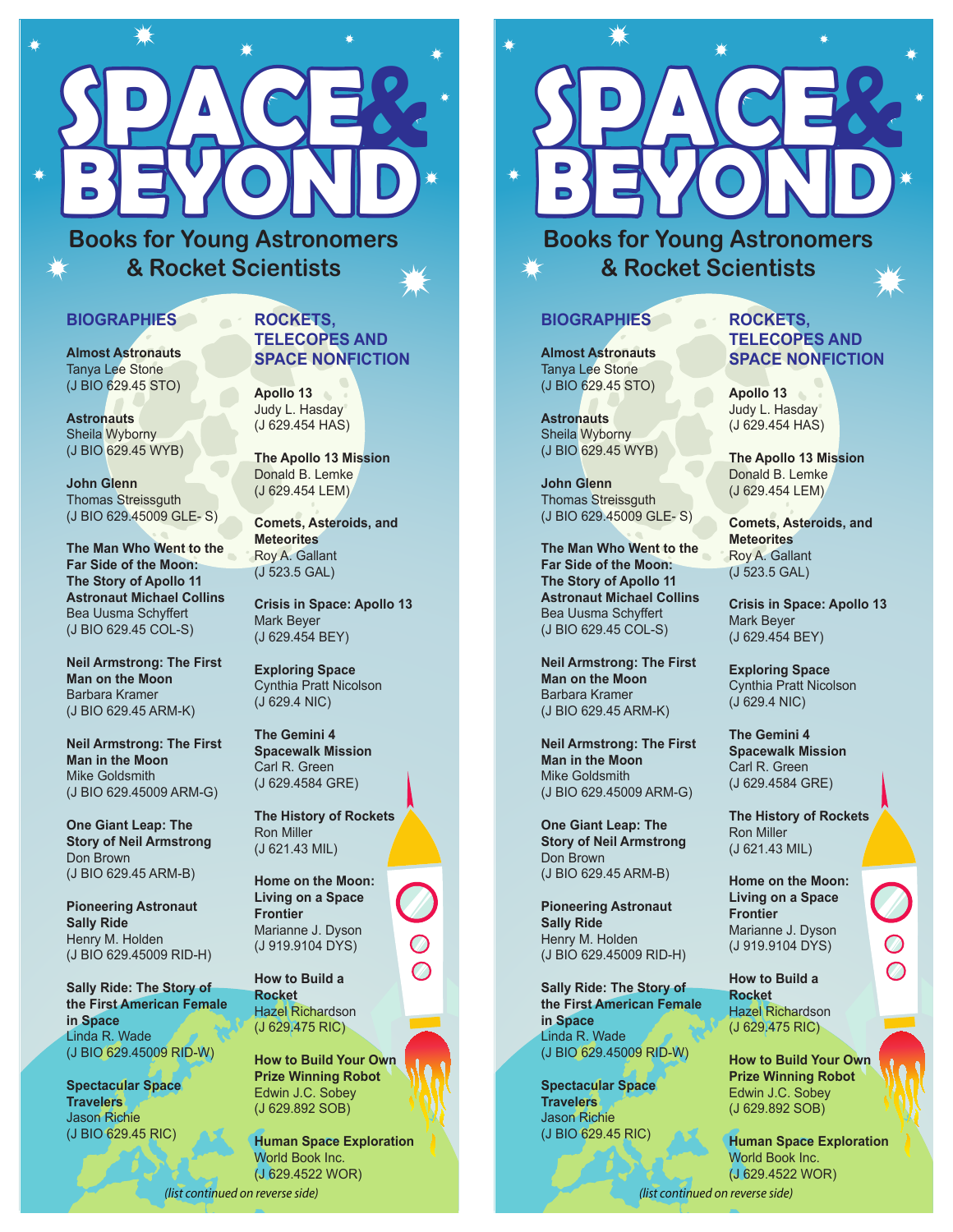# SPACE & BEYOND

## Books for Young Astronomers & Rocket Scientists

### BIOGRAPHIES

**Almost Astronauts**
Tanya Lee Stone
(J BIO 629.45 STO)

**Astronauts**
Sheila Wyborny
(J BIO 629.45 WYB)

**John Glenn**
Thomas Streissguth
(J BIO 629.45009 GLE- S)

**The Man Who Went to the Far Side of the Moon: The Story of Apollo 11 Astronaut Michael Collins**
Bea Uusma Schyffert
(J BIO 629.45 COL-S)

**Neil Armstrong: The First Man on the Moon**
Barbara Kramer
(J BIO 629.45 ARM-K)

**Neil Armstrong: The First Man in the Moon**
Mike Goldsmith
(J BIO 629.45009 ARM-G)

**One Giant Leap: The Story of Neil Armstrong**
Don Brown
(J BIO 629.45 ARM-B)

**Pioneering Astronaut Sally Ride**
Henry M. Holden
(J BIO 629.45009 RID-H)

**Sally Ride: The Story of the First American Female in Space**
Linda R. Wade
(J BIO 629.45009 RID-W)

**Spectacular Space Travelers**
Jason Richie
(J BIO 629.45 RIC)

### ROCKETS, TELECOPES AND SPACE NONFICTION

**Apollo 13**
Judy L. Hasday
(J 629.454 HAS)

**The Apollo 13 Mission**
Donald B. Lemke
(J 629.454 LEM)

**Comets, Asteroids, and Meteorites**
Roy A. Gallant
(J 523.5 GAL)

**Crisis in Space: Apollo 13**
Mark Beyer
(J 629.454 BEY)

**Exploring Space**
Cynthia Pratt Nicolson
(J 629.4 NIC)

**The Gemini 4 Spacewalk Mission**
Carl R. Green
(J 629.4584 GRE)

**The History of Rockets**
Ron Miller
(J 621.43 MIL)

**Home on the Moon: Living on a Space Frontier**
Marianne J. Dyson
(J 919.9104 DYS)

**How to Build a Rocket**
Hazel Richardson
(J 629.475 RIC)

**How to Build Your Own Prize Winning Robot**
Edwin J.C. Sobey
(J 629.892 SOB)

**Human Space Exploration**
World Book Inc.
(J 629.4522 WOR)

*(list continued on reverse side)*

---

# SPACE & BEYOND

## Books for Young Astronomers & Rocket Scientists

### BIOGRAPHIES

**Almost Astronauts**
Tanya Lee Stone
(J BIO 629.45 STO)

**Astronauts**
Sheila Wyborny
(J BIO 629.45 WYB)

**John Glenn**
Thomas Streissguth
(J BIO 629.45009 GLE- S)

**The Man Who Went to the Far Side of the Moon: The Story of Apollo 11 Astronaut Michael Collins**
Bea Uusma Schyffert
(J BIO 629.45 COL-S)

**Neil Armstrong: The First Man on the Moon**
Barbara Kramer
(J BIO 629.45 ARM-K)

**Neil Armstrong: The First Man in the Moon**
Mike Goldsmith
(J BIO 629.45009 ARM-G)

**One Giant Leap: The Story of Neil Armstrong**
Don Brown
(J BIO 629.45 ARM-B)

**Pioneering Astronaut Sally Ride**
Henry M. Holden
(J BIO 629.45009 RID-H)

**Sally Ride: The Story of the First American Female in Space**
Linda R. Wade
(J BIO 629.45009 RID-W)

**Spectacular Space Travelers**
Jason Richie
(J BIO 629.45 RIC)

### ROCKETS, TELECOPES AND SPACE NONFICTION

**Apollo 13**
Judy L. Hasday
(J 629.454 HAS)

**The Apollo 13 Mission**
Donald B. Lemke
(J 629.454 LEM)

**Comets, Asteroids, and Meteorites**
Roy A. Gallant
(J 523.5 GAL)

**Crisis in Space: Apollo 13**
Mark Beyer
(J 629.454 BEY)

**Exploring Space**
Cynthia Pratt Nicolson
(J 629.4 NIC)

**The Gemini 4 Spacewalk Mission**
Carl R. Green
(J 629.4584 GRE)

**The History of Rockets**
Ron Miller
(J 621.43 MIL)

**Home on the Moon: Living on a Space Frontier**
Marianne J. Dyson
(J 919.9104 DYS)

**How to Build a Rocket**
Hazel Richardson
(J 629.475 RIC)

**How to Build Your Own Prize Winning Robot**
Edwin J.C. Sobey
(J 629.892 SOB)

**Human Space Exploration**
World Book Inc.
(J 629.4522 WOR)

*(list continued on reverse side)*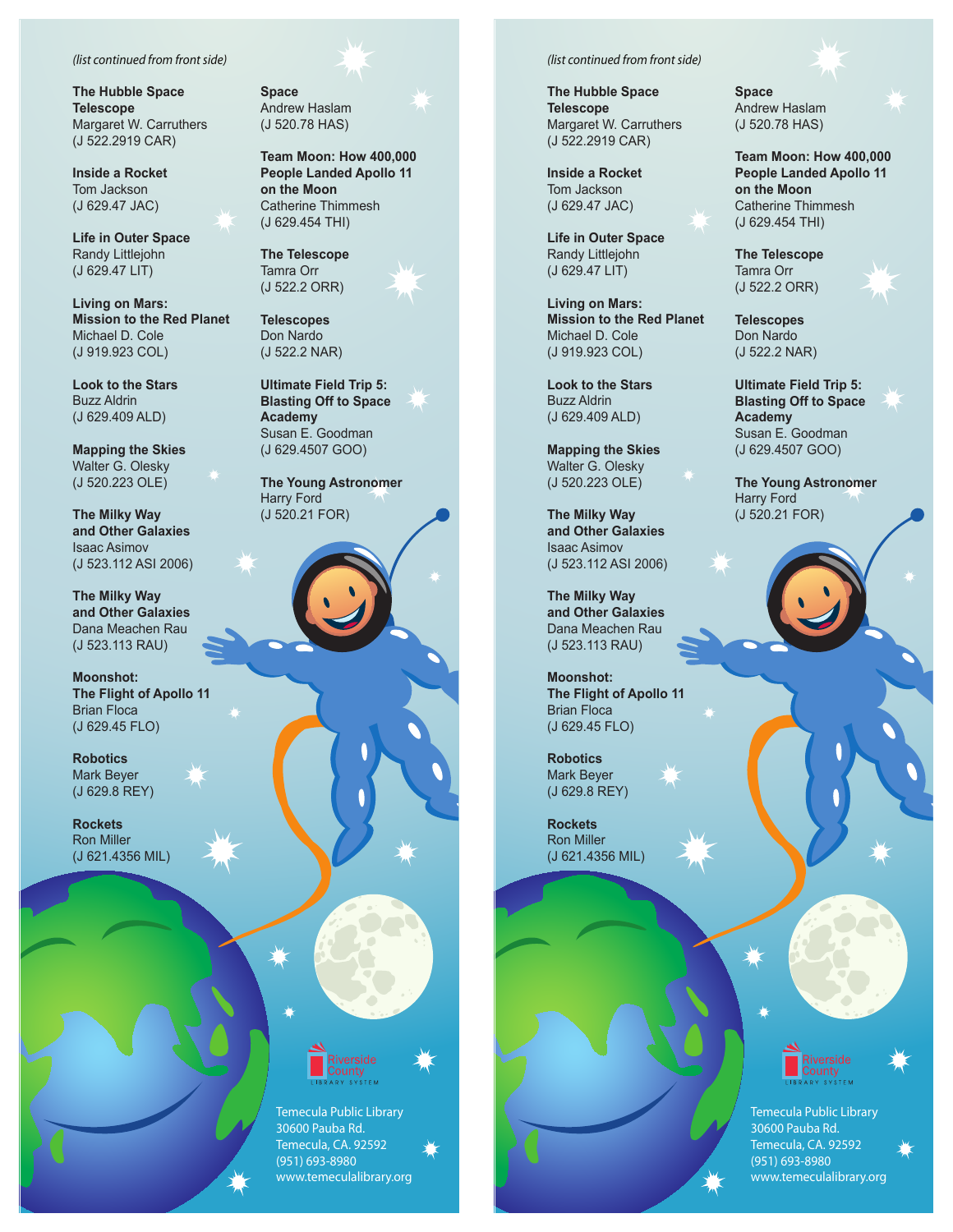*(list continued from front side)*

**The Hubble Space Telescope**
Margaret W. Carruthers
(J 522.2919 CAR)

**Inside a Rocket**
Tom Jackson
(J 629.47 JAC)

**Life in Outer Space**
Randy Littlejohn
(J 629.47 LIT)

**Living on Mars: Mission to the Red Planet**
Michael D. Cole
(J 919.923 COL)

**Look to the Stars**
Buzz Aldrin
(J 629.409 ALD)

**Mapping the Skies**
Walter G. Olesky
(J 520.223 OLE)

**The Milky Way and Other Galaxies**
Isaac Asimov
(J 523.112 ASI 2006)

**The Milky Way and Other Galaxies**
Dana Meachen Rau
(J 523.113 RAU)

**Moonshot: The Flight of Apollo 11**
Brian Floca
(J 629.45 FLO)

**Robotics**
Mark Beyer
(J 629.8 REY)

**Rockets**
Ron Miller
(J 621.4356 MIL)

**Space**
Andrew Haslam
(J 520.78 HAS)

**Team Moon: How 400,000 People Landed Apollo 11 on the Moon**
Catherine Thimmesh
(J 629.454 THI)

**The Telescope**
Tamra Orr
(J 522.2 ORR)

**Telescopes**
Don Nardo
(J 522.2 NAR)

**Ultimate Field Trip 5: Blasting Off to Space Academy**
Susan E. Goodman
(J 629.4507 GOO)

**The Young Astronomer**
Harry Ford
(J 520.21 FOR)

Riverside County Library System

Temecula Public Library
30600 Pauba Rd.
Temecula, CA. 92592
(951) 693-8980
www.temeculalibrary.org

*(list continued from front side)*

**The Hubble Space Telescope**
Margaret W. Carruthers
(J 522.2919 CAR)

**Inside a Rocket**
Tom Jackson
(J 629.47 JAC)

**Life in Outer Space**
Randy Littlejohn
(J 629.47 LIT)

**Living on Mars: Mission to the Red Planet**
Michael D. Cole
(J 919.923 COL)

**Look to the Stars**
Buzz Aldrin
(J 629.409 ALD)

**Mapping the Skies**
Walter G. Olesky
(J 520.223 OLE)

**The Milky Way and Other Galaxies**
Isaac Asimov
(J 523.112 ASI 2006)

**The Milky Way and Other Galaxies**
Dana Meachen Rau
(J 523.113 RAU)

**Moonshot: The Flight of Apollo 11**
Brian Floca
(J 629.45 FLO)

**Robotics**
Mark Beyer
(J 629.8 REY)

**Rockets**
Ron Miller
(J 621.4356 MIL)

**Space**
Andrew Haslam
(J 520.78 HAS)

**Team Moon: How 400,000 People Landed Apollo 11 on the Moon**
Catherine Thimmesh
(J 629.454 THI)

**The Telescope**
Tamra Orr
(J 522.2 ORR)

**Telescopes**
Don Nardo
(J 522.2 NAR)

**Ultimate Field Trip 5: Blasting Off to Space Academy**
Susan E. Goodman
(J 629.4507 GOO)

**The Young Astronomer**
Harry Ford
(J 520.21 FOR)

Riverside County Library System

Temecula Public Library
30600 Pauba Rd.
Temecula, CA. 92592
(951) 693-8980
www.temeculalibrary.org